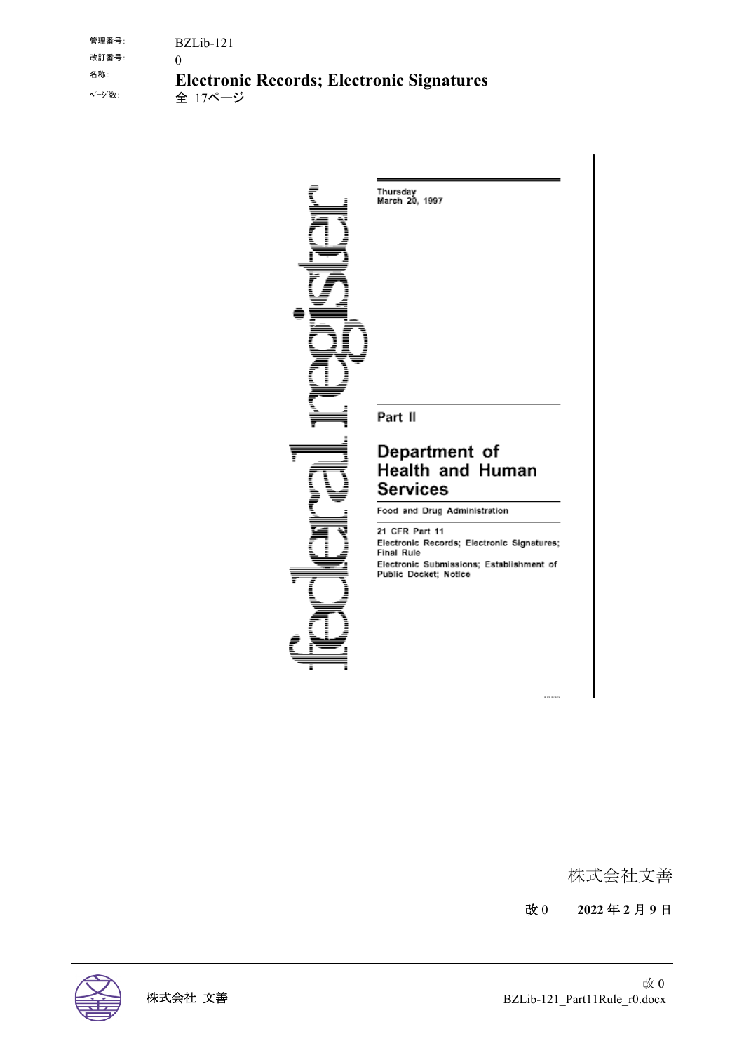| | |
|---|---|
| 管理番号: | BZLib-121 |
| 改訂番号: | 0 |
| 名称: | **Electronic Records; Electronic Signatures** |
| ページ数: | 全 17ページ |

federal register

Thursday
March 20, 1997

Part II

# Department of Health and Human Services

Food and Drug Administration

21 CFR Part 11
Electronic Records; Electronic Signatures; Final Rule
Electronic Submissions; Establishment of Public Docket; Notice

株式会社文善

**改 0　　2022 年 2 月 9 日**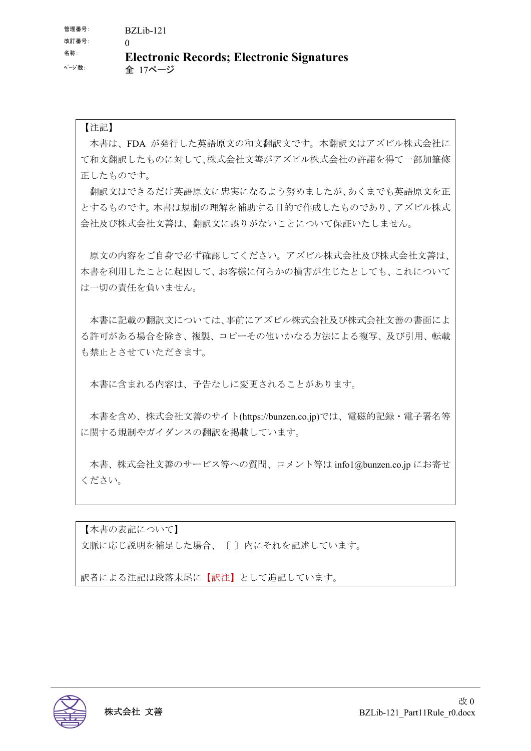管理番号: BZLib-121
改訂番号: 0
名称: **Electronic Records; Electronic Signatures**
ページ数: 全 17ページ

【注記】

本書は、FDA が発行した英語原文の和文翻訳文です。本翻訳文はアズビル株式会社にて和文翻訳したものに対して、株式会社文善がアズビル株式会社の許諾を得て一部加筆修正したものです。

翻訳文はできるだけ英語原文に忠実になるよう努めましたが、あくまでも英語原文を正とするものです。本書は規制の理解を補助する目的で作成したものであり、アズビル株式会社及び株式会社文善は、翻訳文に誤りがないことについて保証いたしません。

原文の内容をご自身で必ず確認してください。アズビル株式会社及び株式会社文善は、本書を利用したことに起因して、お客様に何らかの損害が生じたとしても、これについては一切の責任を負いません。

本書に記載の翻訳文については、事前にアズビル株式会社及び株式会社文善の書面による許可がある場合を除き、複製、コピーその他いかなる方法による複写、及び引用、転載も禁止とさせていただきます。

本書に含まれる内容は、予告なしに変更されることがあります。

本書を含め、株式会社文善のサイト(https://bunzen.co.jp)では、電磁的記録・電子署名等に関する規制やガイダンスの翻訳を掲載しています。

本書、株式会社文善のサービス等への質問、コメント等は info1@bunzen.co.jp にお寄せください。

【本書の表記について】

文脈に応じ説明を補足した場合、〔 〕内にそれを記述しています。

訳者による注記は段落末尾に【訳注】として追記しています。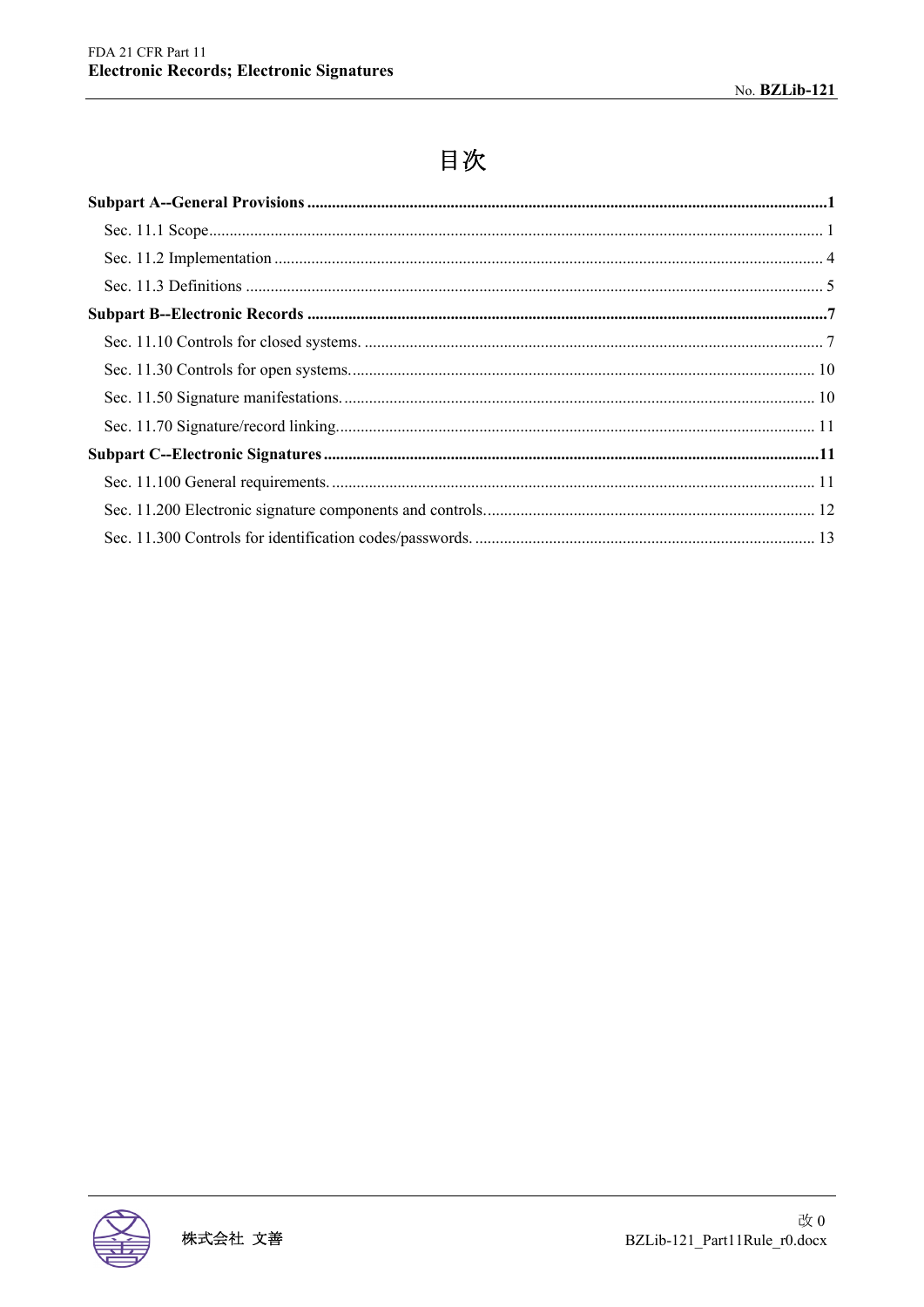# 目次

**Subpart A--General Provisions ..... 1**

Sec. 11.1 Scope ..... 1

Sec. 11.2 Implementation ..... 4

Sec. 11.3 Definitions ..... 5

**Subpart B--Electronic Records ..... 7**

Sec. 11.10 Controls for closed systems. ..... 7

Sec. 11.30 Controls for open systems. ..... 10

Sec. 11.50 Signature manifestations. ..... 10

Sec. 11.70 Signature/record linking. ..... 11

**Subpart C--Electronic Signatures ..... 11**

Sec. 11.100 General requirements. ..... 11

Sec. 11.200 Electronic signature components and controls. ..... 12

Sec. 11.300 Controls for identification codes/passwords. ..... 13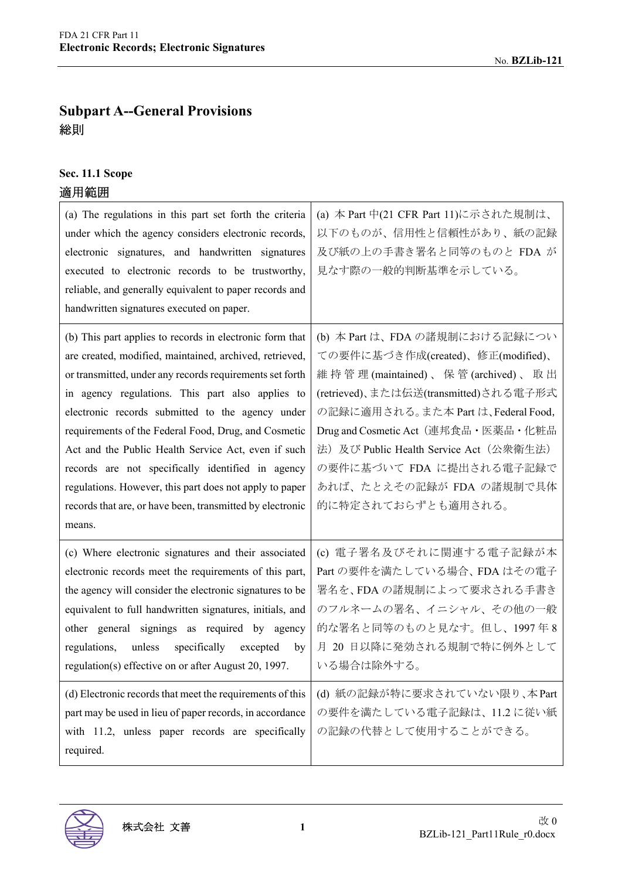## Subpart A--General Provisions
## 総則

### Sec. 11.1 Scope
### 適用範囲

| | |
|---|---|
| (a) The regulations in this part set forth the criteria under which the agency considers electronic records, electronic signatures, and handwritten signatures executed to electronic records to be trustworthy, reliable, and generally equivalent to paper records and handwritten signatures executed on paper. | (a) 本 Part 中(21 CFR Part 11)に示された規制は、以下のものが、信用性と信頼性があり、紙の記録及び紙の上の手書き署名と同等のものと FDA が見なす際の一般的判断基準を示している。 |
| (b) This part applies to records in electronic form that are created, modified, maintained, archived, retrieved, or transmitted, under any records requirements set forth in agency regulations. This part also applies to electronic records submitted to the agency under requirements of the Federal Food, Drug, and Cosmetic Act and the Public Health Service Act, even if such records are not specifically identified in agency regulations. However, this part does not apply to paper records that are, or have been, transmitted by electronic means. | (b) 本 Part は、FDA の諸規制における記録についての要件に基づき作成(created)、修正(modified)、維持管理(maintained)、保管(archived)、取出(retrieved)、または伝送(transmitted)される電子形式の記録に適用される。また本 Part は、Federal Food, Drug and Cosmetic Act（連邦食品・医薬品・化粧品法）及び Public Health Service Act（公衆衛生法）の要件に基づいて FDA に提出される電子記録であれば、たとえその記録が FDA の諸規制で具体的に特定されておらずとも適用される。 |
| (c) Where electronic signatures and their associated electronic records meet the requirements of this part, the agency will consider the electronic signatures to be equivalent to full handwritten signatures, initials, and other general signings as required by agency regulations, unless specifically excepted by regulation(s) effective on or after August 20, 1997. | (c) 電子署名及びそれに関連する電子記録が本 Part の要件を満たしている場合、FDA はその電子署名を、FDA の諸規制によって要求される手書きのフルネームの署名、イニシャル、その他の一般的な署名と同等のものと見なす。但し、1997 年 8 月 20 日以降に発効される規制で特に例外としている場合は除外する。 |
| (d) Electronic records that meet the requirements of this part may be used in lieu of paper records, in accordance with 11.2, unless paper records are specifically required. | (d) 紙の記録が特に要求されていない限り、本 Part の要件を満たしている電子記録は、11.2 に従い紙の記録の代替として使用することができる。 |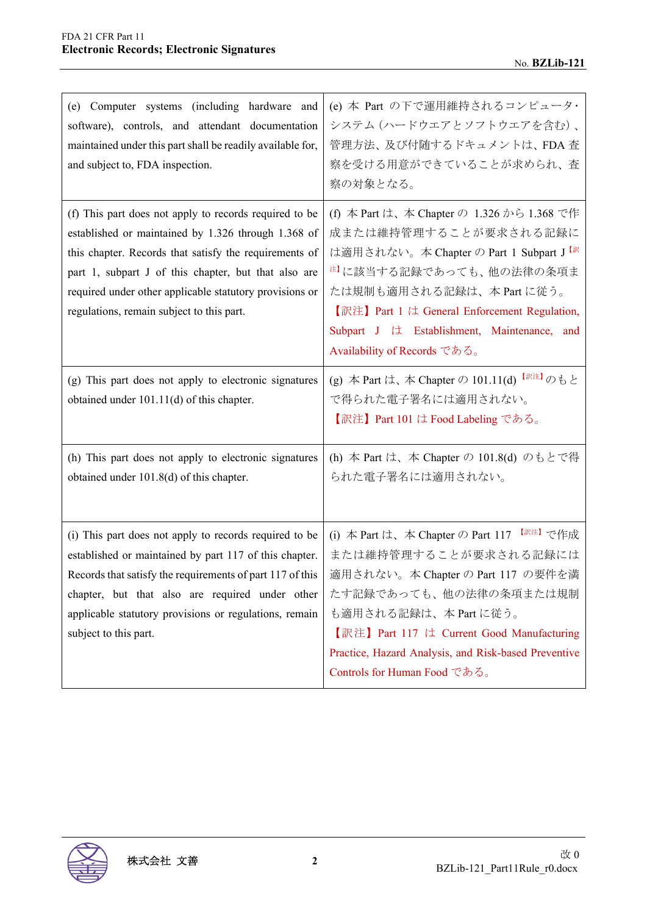| | |
|---|---|
| (e) Computer systems (including hardware and software), controls, and attendant documentation maintained under this part shall be readily available for, and subject to, FDA inspection. | (e) 本 Part の下で運用維持されるコンピュータ・システム（ハードウエアとソフトウエアを含む）、管理方法、及び付随するドキュメントは、FDA 査察を受ける用意ができていることが求められ、査察の対象となる。 |
| (f) This part does not apply to records required to be established or maintained by 1.326 through 1.368 of this chapter. Records that satisfy the requirements of part 1, subpart J of this chapter, but that also are required under other applicable statutory provisions or regulations, remain subject to this part. | (f) 本 Part は、本 Chapter の 1.326 から 1.368 で作成または維持管理することが要求される記録には適用されない。本 Chapter の Part 1 Subpart J [訳注] に該当する記録であっても、他の法律の条項または規制も適用される記録は、本 Part に従う。<br>【訳注】Part 1 は General Enforcement Regulation, Subpart J は Establishment, Maintenance, and Availability of Records である。 |
| (g) This part does not apply to electronic signatures obtained under 101.11(d) of this chapter. | (g) 本 Part は、本 Chapter の 101.11(d) [訳注] のもとで得られた電子署名には適用されない。<br>【訳注】Part 101 は Food Labeling である。 |
| (h) This part does not apply to electronic signatures obtained under 101.8(d) of this chapter. | (h) 本 Part は、本 Chapter の 101.8(d) のもとで得られた電子署名には適用されない。 |
| (i) This part does not apply to records required to be established or maintained by part 117 of this chapter. Records that satisfy the requirements of part 117 of this chapter, but that also are required under other applicable statutory provisions or regulations, remain subject to this part. | (i) 本 Part は、本 Chapter の Part 117 [訳注] で作成または維持管理することが要求される記録には適用されない。本 Chapter の Part 117 の要件を満たす記録であっても、他の法律の条項または規制も適用される記録は、本 Part に従う。<br>【訳注】Part 117 は Current Good Manufacturing Practice, Hazard Analysis, and Risk-based Preventive Controls for Human Food である。 |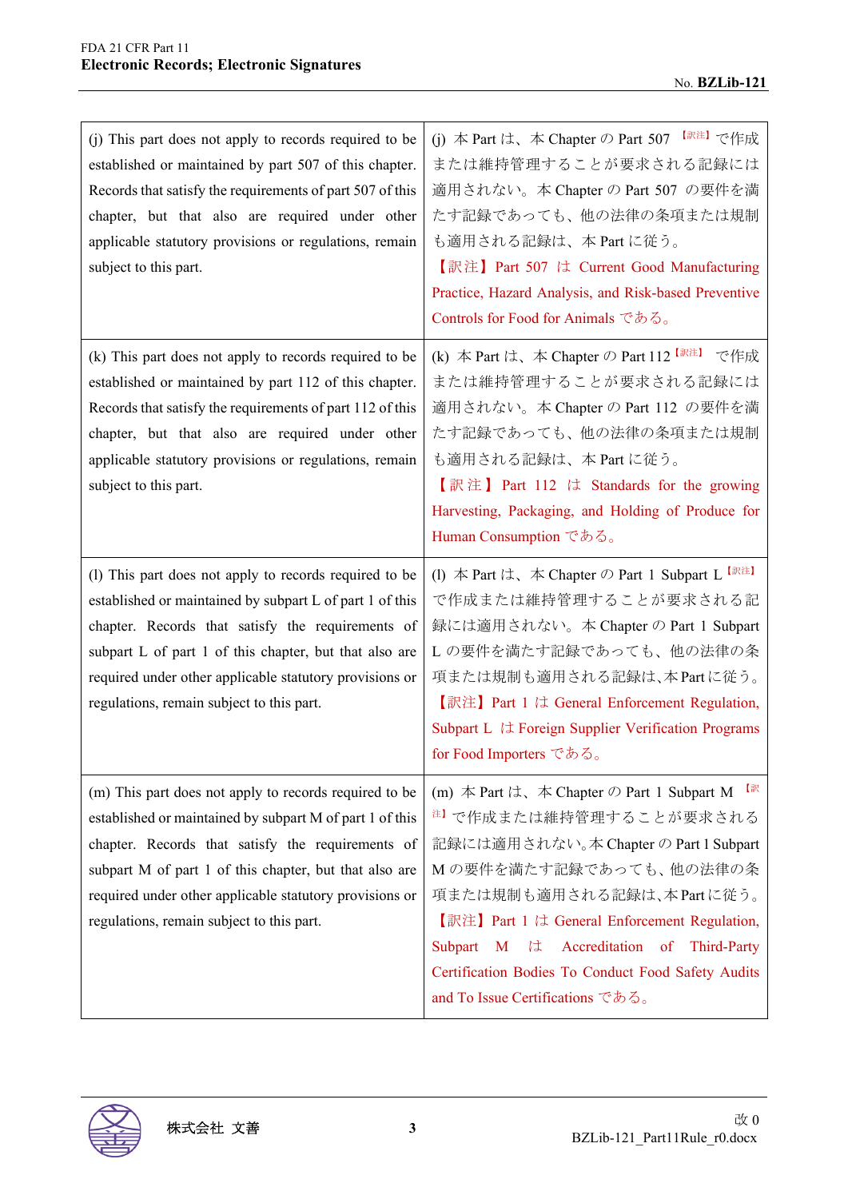| | |
|---|---|
| (j) This part does not apply to records required to be established or maintained by part 507 of this chapter. Records that satisfy the requirements of part 507 of this chapter, but that also are required under other applicable statutory provisions or regulations, remain subject to this part. | (j) 本 Part は、本 Chapter の Part 507 【訳注】で作成または維持管理することが要求される記録には適用されない。本 Chapter の Part 507 の要件を満たす記録であっても、他の法律の条項または規制も適用される記録は、本 Part に従う。<br>【訳注】Part 507 は Current Good Manufacturing Practice, Hazard Analysis, and Risk-based Preventive Controls for Food for Animals である。 |
| (k) This part does not apply to records required to be established or maintained by part 112 of this chapter. Records that satisfy the requirements of part 112 of this chapter, but that also are required under other applicable statutory provisions or regulations, remain subject to this part. | (k) 本 Part は、本 Chapter の Part 112【訳注】で作成または維持管理することが要求される記録には適用されない。本 Chapter の Part 112 の要件を満たす記録であっても、他の法律の条項または規制も適用される記録は、本 Part に従う。<br>【訳注】Part 112 は Standards for the growing Harvesting, Packaging, and Holding of Produce for Human Consumption である。 |
| (l) This part does not apply to records required to be established or maintained by subpart L of part 1 of this chapter. Records that satisfy the requirements of subpart L of part 1 of this chapter, but that also are required under other applicable statutory provisions or regulations, remain subject to this part. | (l) 本 Part は、本 Chapter の Part 1 Subpart L【訳注】で作成または維持管理することが要求される記録には適用されない。本 Chapter の Part 1 Subpart L の要件を満たす記録であっても、他の法律の条項または規制も適用される記録は、本 Part に従う。<br>【訳注】Part 1 は General Enforcement Regulation, Subpart L は Foreign Supplier Verification Programs for Food Importers である。 |
| (m) This part does not apply to records required to be established or maintained by subpart M of part 1 of this chapter. Records that satisfy the requirements of subpart M of part 1 of this chapter, but that also are required under other applicable statutory provisions or regulations, remain subject to this part. | (m) 本 Part は、本 Chapter の Part 1 Subpart M 【訳注】で作成または維持管理することが要求される記録には適用されない。本 Chapter の Part 1 Subpart M の要件を満たす記録であっても、他の法律の条項または規制も適用される記録は、本 Part に従う。<br>【訳注】Part 1 は General Enforcement Regulation, Subpart M は Accreditation of Third-Party Certification Bodies To Conduct Food Safety Audits and To Issue Certifications である。 |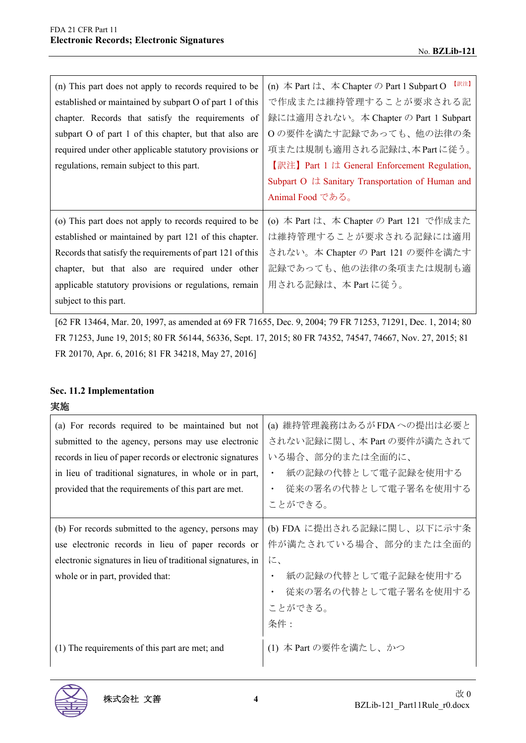| | |
|---|---|
| (n) This part does not apply to records required to be established or maintained by subpart O of part 1 of this chapter. Records that satisfy the requirements of subpart O of part 1 of this chapter, but that also are required under other applicable statutory provisions or regulations, remain subject to this part. | (n) 本 Part は、本 Chapter の Part 1 Subpart O 【訳注】で作成または維持管理することが要求される記録には適用されない。本 Chapter の Part 1 Subpart O の要件を満たす記録であっても、他の法律の条項または規制も適用される記録は、本 Part に従う。<br>【訳注】Part 1 は General Enforcement Regulation, Subpart O は Sanitary Transportation of Human and Animal Food である。 |
| (o) This part does not apply to records required to be established or maintained by part 121 of this chapter. Records that satisfy the requirements of part 121 of this chapter, but that also are required under other applicable statutory provisions or regulations, remain subject to this part. | (o) 本 Part は、本 Chapter の Part 121 で作成または維持管理することが要求される記録には適用されない。本 Chapter の Part 121 の要件を満たす記録であっても、他の法律の条項または規制も適用される記録は、本 Part に従う。 |

[62 FR 13464, Mar. 20, 1997, as amended at 69 FR 71655, Dec. 9, 2004; 79 FR 71253, 71291, Dec. 1, 2014; 80 FR 71253, June 19, 2015; 80 FR 56144, 56336, Sept. 17, 2015; 80 FR 74352, 74547, 74667, Nov. 27, 2015; 81 FR 20170, Apr. 6, 2016; 81 FR 34218, May 27, 2016]

## Sec. 11.2 Implementation

## 実施

| | |
|---|---|
| (a) For records required to be maintained but not submitted to the agency, persons may use electronic records in lieu of paper records or electronic signatures in lieu of traditional signatures, in whole or in part, provided that the requirements of this part are met. | (a) 維持管理義務はあるが FDA への提出は必要とされない記録に関し、本 Part の要件が満たされている場合、部分的または全面的に、<br>・ 紙の記録の代替として電子記録を使用する<br>・ 従来の署名の代替として電子署名を使用する<br>ことができる。 |
| (b) For records submitted to the agency, persons may use electronic records in lieu of paper records or electronic signatures in lieu of traditional signatures, in whole or in part, provided that: | (b) FDA に提出される記録に関し、以下に示す条件が満たされている場合、部分的または全面的に、<br>・ 紙の記録の代替として電子記録を使用する<br>・ 従来の署名の代替として電子署名を使用する<br>ことができる。<br>条件： |
| (1) The requirements of this part are met; and | (1) 本 Part の要件を満たし、かつ |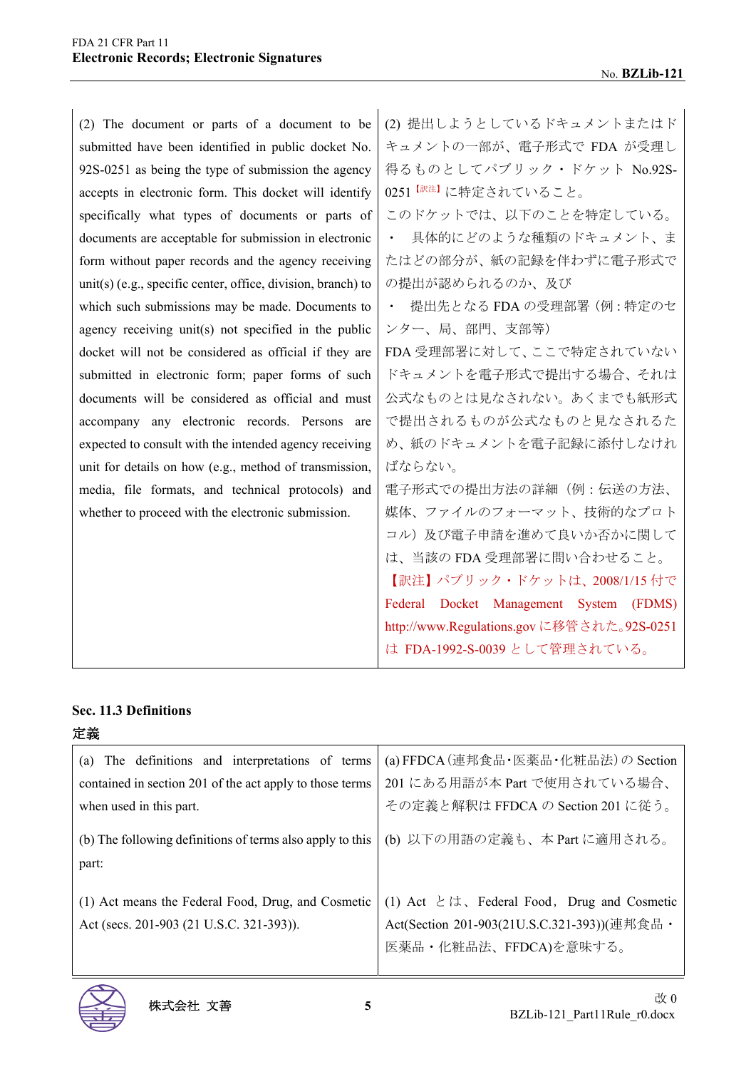| (2) The document or parts of a document to be submitted have been identified in public docket No. 92S-0251 as being the type of submission the agency accepts in electronic form. This docket will identify specifically what types of documents or parts of documents are acceptable for submission in electronic form without paper records and the agency receiving unit(s) (e.g., specific center, office, division, branch) to which such submissions may be made. Documents to agency receiving unit(s) not specified in the public docket will not be considered as official if they are submitted in electronic form; paper forms of such documents will be considered as official and must accompany any electronic records. Persons are expected to consult with the intended agency receiving unit for details on how (e.g., method of transmission, media, file formats, and technical protocols) and whether to proceed with the electronic submission. | (2) 提出しようとしているドキュメントまたはドキュメントの一部が、電子形式で FDA が受理し得るものとしてパブリック・ドケット No.92S-0251 [訳注] に特定されていること。<br>このドケットでは、以下のことを特定している。<br>・ 具体的にどのような種類のドキュメント、またはどの部分が、紙の記録を伴わずに電子形式での提出が認められるのか、及び<br>・ 提出先となる FDA の受理部署（例：特定のセンター、局、部門、支部等）<br>FDA 受理部署に対して、ここで特定されていないドキュメントを電子形式で提出する場合、それは公式なものとは見なされない。あくまでも紙形式で提出されるものが公式なものと見なされるため、紙のドキュメントを電子記録に添付しなければならない。<br>電子形式での提出方法の詳細（例：伝送の方法、媒体、ファイルのフォーマット、技術的なプロトコル）及び電子申請を進めて良いか否かに関しては、当該の FDA 受理部署に問い合わせること。<br>【訳注】パブリック・ドケットは、2008/1/15 付で Federal Docket Management System (FDMS) http://www.Regulations.gov に移管された。92S-0251 は FDA-1992-S-0039 として管理されている。 |
|---|---|

**Sec. 11.3 Definitions**

**定義**

| (a) The definitions and interpretations of terms contained in section 201 of the act apply to those terms when used in this part. | (a) FFDCA（連邦食品・医薬品・化粧品法）の Section 201 にある用語が本 Part で使用されている場合、その定義と解釈は FFDCA の Section 201 に従う。 |
|---|---|
| (b) The following definitions of terms also apply to this part: | (b) 以下の用語の定義も、本 Part に適用される。 |
| (1) Act means the Federal Food, Drug, and Cosmetic Act (secs. 201-903 (21 U.S.C. 321-393)). | (1) Act とは、Federal Food, Drug and Cosmetic Act(Section 201-903(21U.S.C.321-393))(連邦食品・医薬品・化粧品法、FFDCA)を意味する。 |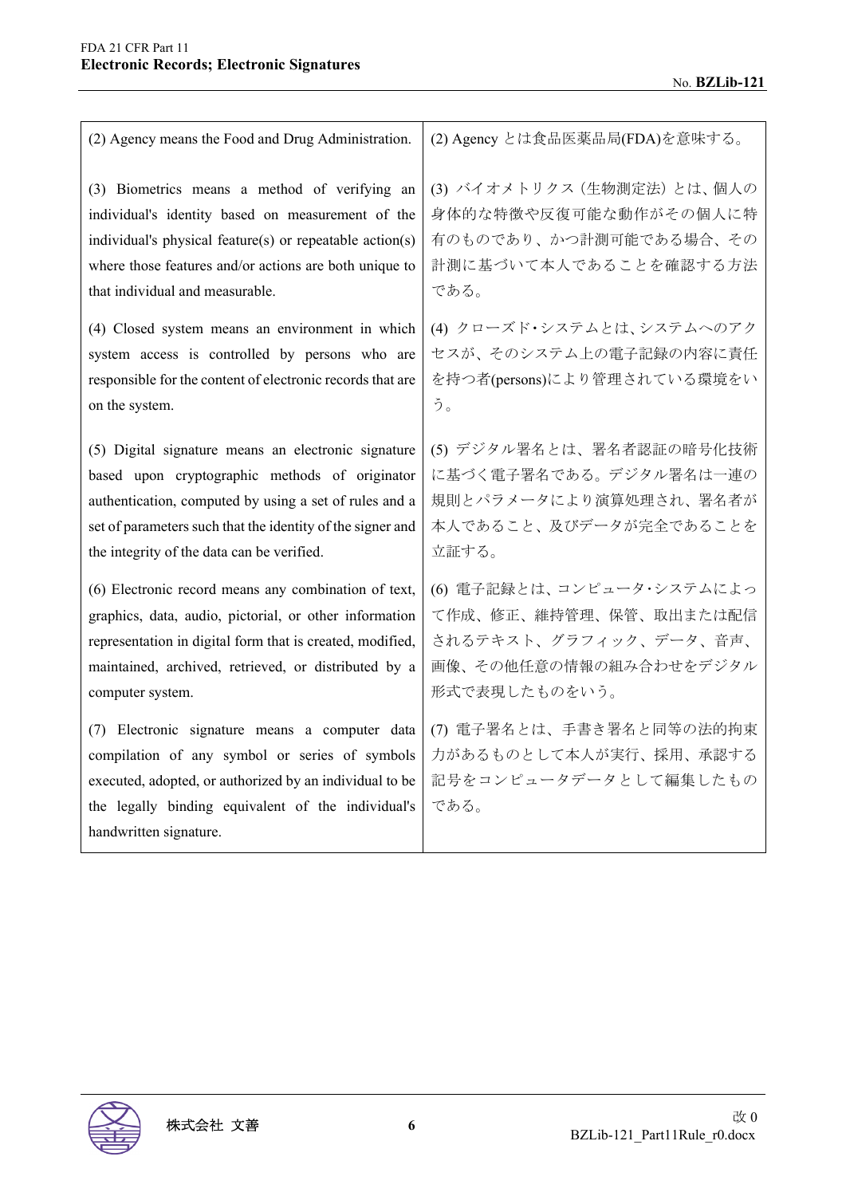| | |
|---|---|
| (2) Agency means the Food and Drug Administration. | (2) Agency とは食品医薬品局(FDA)を意味する。 |
| (3) Biometrics means a method of verifying an individual's identity based on measurement of the individual's physical feature(s) or repeatable action(s) where those features and/or actions are both unique to that individual and measurable. | (3) バイオメトリクス（生物測定法）とは、個人の身体的な特徴や反復可能な動作がその個人に特有のものであり、かつ計測可能である場合、その計測に基づいて本人であることを確認する方法である。 |
| (4) Closed system means an environment in which system access is controlled by persons who are responsible for the content of electronic records that are on the system. | (4) クローズド･システムとは、システムへのアクセスが、そのシステム上の電子記録の内容に責任を持つ者(persons)により管理されている環境をいう。 |
| (5) Digital signature means an electronic signature based upon cryptographic methods of originator authentication, computed by using a set of rules and a set of parameters such that the identity of the signer and the integrity of the data can be verified. | (5) デジタル署名とは、署名者認証の暗号化技術に基づく電子署名である。デジタル署名は一連の規則とパラメータにより演算処理され、署名者が本人であること、及びデータが完全であることを立証する。 |
| (6) Electronic record means any combination of text, graphics, data, audio, pictorial, or other information representation in digital form that is created, modified, maintained, archived, retrieved, or distributed by a computer system. | (6) 電子記録とは、コンピュータ･システムによって作成、修正、維持管理、保管、取出または配信されるテキスト、グラフィック、データ、音声、画像、その他任意の情報の組み合わせをデジタル形式で表現したものをいう。 |
| (7) Electronic signature means a computer data compilation of any symbol or series of symbols executed, adopted, or authorized by an individual to be the legally binding equivalent of the individual's handwritten signature. | (7) 電子署名とは、手書き署名と同等の法的拘束力があるものとして本人が実行、採用、承認する記号をコンピュータデータとして編集したものである。 |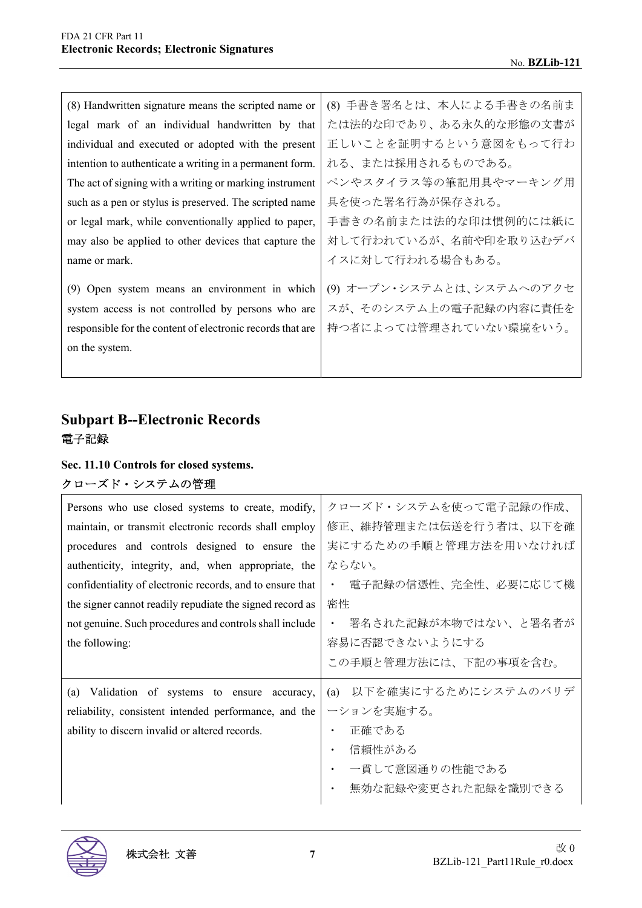| | |
|---|---|
| (8) Handwritten signature means the scripted name or legal mark of an individual handwritten by that individual and executed or adopted with the present intention to authenticate a writing in a permanent form. The act of signing with a writing or marking instrument such as a pen or stylus is preserved. The scripted name or legal mark, while conventionally applied to paper, may also be applied to other devices that capture the name or mark. | (8) 手書き署名とは、本人による手書きの名前または法的な印であり、ある永久的な形態の文書が正しいことを証明するという意図をもって行われる、または採用されるものである。<br>ペンやスタイラス等の筆記用具やマーキング用具を使った署名行為が保存される。<br>手書きの名前または法的な印は慣例的には紙に対して行われているが、名前や印を取り込むデバイスに対して行われる場合もある。 |
| (9) Open system means an environment in which system access is not controlled by persons who are responsible for the content of electronic records that are on the system. | (9) オープン・システムとは、システムへのアクセスが、そのシステム上の電子記録の内容に責任を持つ者によっては管理されていない環境をいう。 |

## Subpart B--Electronic Records

電子記録

### Sec. 11.10 Controls for closed systems.

クローズド・システムの管理

| | |
|---|---|
| Persons who use closed systems to create, modify, maintain, or transmit electronic records shall employ procedures and controls designed to ensure the authenticity, integrity, and, when appropriate, the confidentiality of electronic records, and to ensure that the signer cannot readily repudiate the signed record as not genuine. Such procedures and controls shall include the following: | クローズド・システムを使って電子記録の作成、修正、維持管理または伝送を行う者は、以下を確実にするための手順と管理方法を用いなければならない。<br>・ 電子記録の信憑性、完全性、必要に応じて機密性<br>・ 署名された記録が本物ではない、と署名者が容易に否認できないようにする<br>この手順と管理方法には、下記の事項を含む。 |
| (a) Validation of systems to ensure accuracy, reliability, consistent intended performance, and the ability to discern invalid or altered records. | (a) 以下を確実にするためにシステムのバリデーションを実施する。<br>・ 正確である<br>・ 信頼性がある<br>・ 一貫して意図通りの性能である<br>・ 無効な記録や変更された記録を識別できる |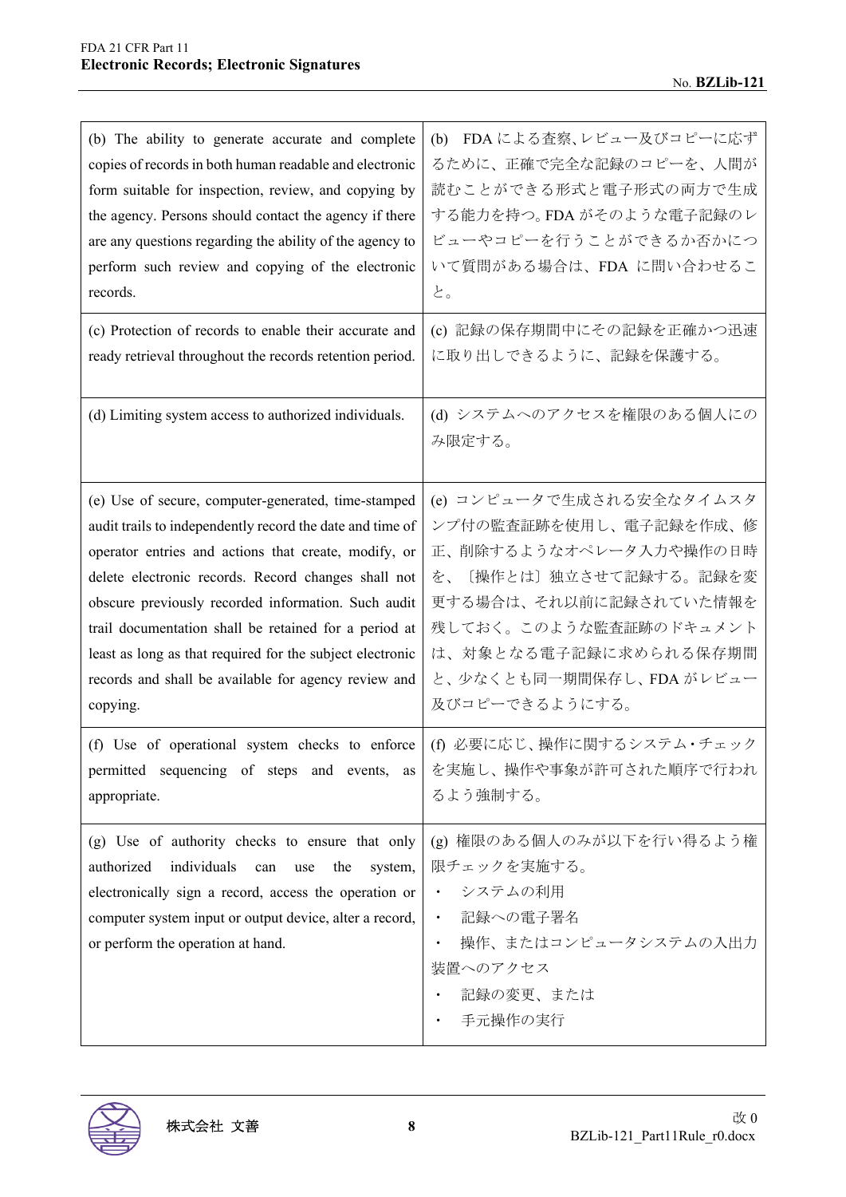| | |
|---|---|
| (b) The ability to generate accurate and complete copies of records in both human readable and electronic form suitable for inspection, review, and copying by the agency. Persons should contact the agency if there are any questions regarding the ability of the agency to perform such review and copying of the electronic records. | (b) FDA による査察、レビュー及びコピーに応ずるために、正確で完全な記録のコピーを、人間が読むことができる形式と電子形式の両方で生成する能力を持つ。FDA がそのような電子記録のレビューやコピーを行うことができるか否かについて質問がある場合は、FDA に問い合わせること。 |
| (c) Protection of records to enable their accurate and ready retrieval throughout the records retention period. | (c) 記録の保存期間中にその記録を正確かつ迅速に取り出しできるように、記録を保護する。 |
| (d) Limiting system access to authorized individuals. | (d) システムへのアクセスを権限のある個人にのみ限定する。 |
| (e) Use of secure, computer-generated, time-stamped audit trails to independently record the date and time of operator entries and actions that create, modify, or delete electronic records. Record changes shall not obscure previously recorded information. Such audit trail documentation shall be retained for a period at least as long as that required for the subject electronic records and shall be available for agency review and copying. | (e) コンピュータで生成される安全なタイムスタンプ付の監査証跡を使用し、電子記録を作成、修正、削除するようなオペレータ入力や操作の日時を、〔操作とは〕独立させて記録する。記録を変更する場合は、それ以前に記録されていた情報を残しておく。このような監査証跡のドキュメントは、対象となる電子記録に求められる保存期間と、少なくとも同一期間保存し、FDA がレビュー及びコピーできるようにする。 |
| (f) Use of operational system checks to enforce permitted sequencing of steps and events, as appropriate. | (f) 必要に応じ、操作に関するシステム・チェックを実施し、操作や事象が許可された順序で行われるよう強制する。 |
| (g) Use of authority checks to ensure that only authorized individuals can use the system, electronically sign a record, access the operation or computer system input or output device, alter a record, or perform the operation at hand. | (g) 権限のある個人のみが以下を行い得るよう権限チェックを実施する。<br>・ システムの利用<br>・ 記録への電子署名<br>・ 操作、またはコンピュータシステムの入出力装置へのアクセス<br>・ 記録の変更、または<br>・ 手元操作の実行 |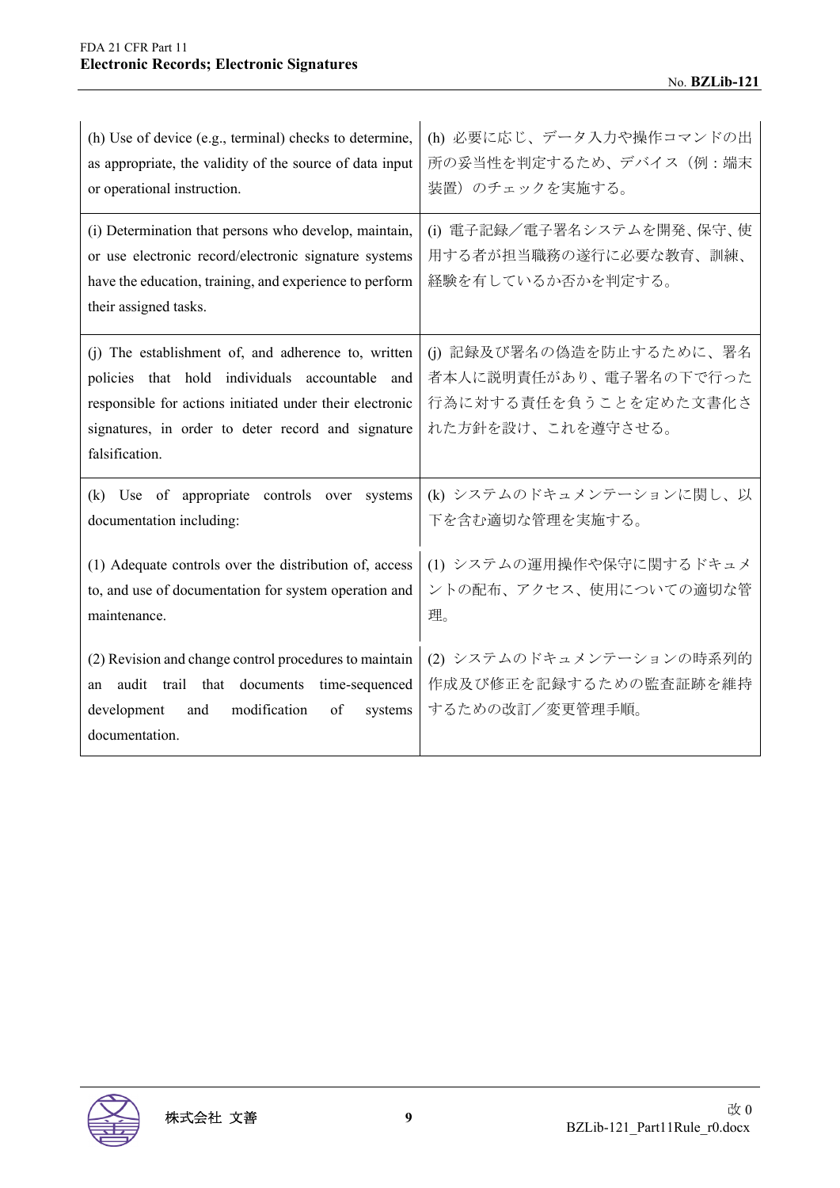| | |
|---|---|
| (h) Use of device (e.g., terminal) checks to determine, as appropriate, the validity of the source of data input or operational instruction. | (h) 必要に応じ、データ入力や操作コマンドの出所の妥当性を判定するため、デバイス（例：端末装置）のチェックを実施する。 |
| (i) Determination that persons who develop, maintain, or use electronic record/electronic signature systems have the education, training, and experience to perform their assigned tasks. | (i) 電子記録／電子署名システムを開発、保守、使用する者が担当職務の遂行に必要な教育、訓練、経験を有しているか否かを判定する。 |
| (j) The establishment of, and adherence to, written policies that hold individuals accountable and responsible for actions initiated under their electronic signatures, in order to deter record and signature falsification. | (j) 記録及び署名の偽造を防止するために、署名者本人に説明責任があり、電子署名の下で行った行為に対する責任を負うことを定めた文書化された方針を設け、これを遵守させる。 |
| (k) Use of appropriate controls over systems documentation including: | (k) システムのドキュメンテーションに関し、以下を含む適切な管理を実施する。 |
| (1) Adequate controls over the distribution of, access to, and use of documentation for system operation and maintenance. | (1) システムの運用操作や保守に関するドキュメントの配布、アクセス、使用についての適切な管理。 |
| (2) Revision and change control procedures to maintain an audit trail that documents time-sequenced development and modification of systems documentation. | (2) システムのドキュメンテーションの時系列的作成及び修正を記録するための監査証跡を維持するための改訂／変更管理手順。 |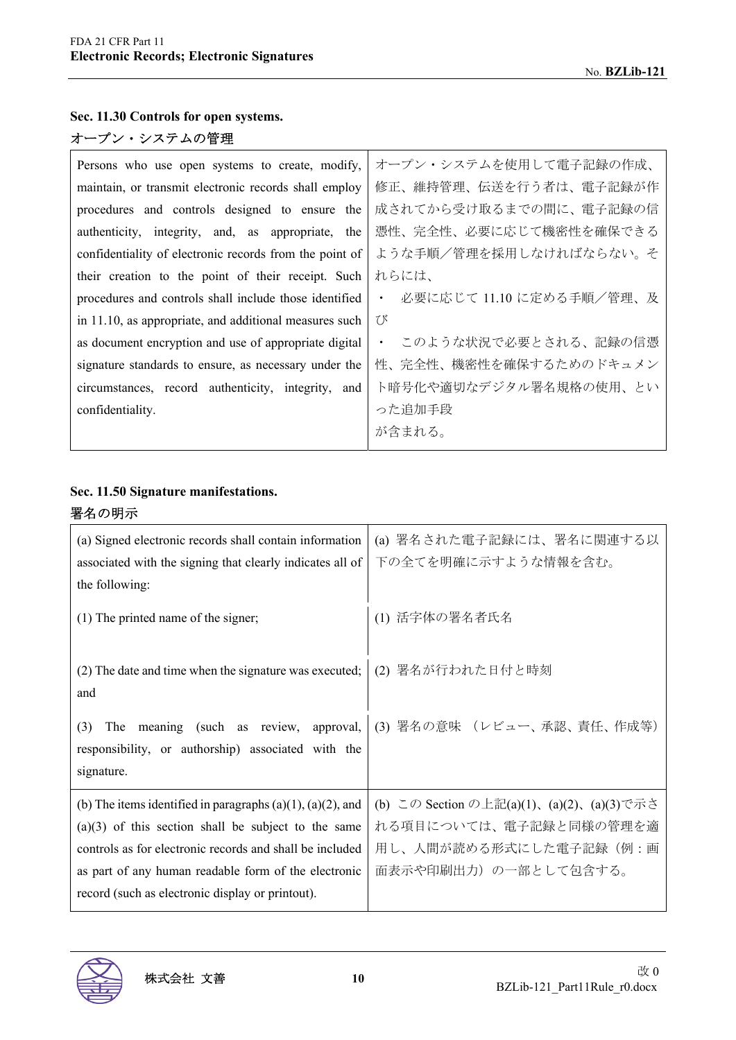### Sec. 11.30 Controls for open systems.

オープン・システムの管理

| Persons who use open systems to create, modify, maintain, or transmit electronic records shall employ procedures and controls designed to ensure the authenticity, integrity, and, as appropriate, the confidentiality of electronic records from the point of their creation to the point of their receipt. Such procedures and controls shall include those identified in 11.10, as appropriate, and additional measures such as document encryption and use of appropriate digital signature standards to ensure, as necessary under the circumstances, record authenticity, integrity, and confidentiality. | オープン・システムを使用して電子記録の作成、修正、維持管理、伝送を行う者は、電子記録が作成されてから受け取るまでの間に、電子記録の信憑性、完全性、必要に応じて機密性を確保できるような手順／管理を採用しなければならない。それらには、<br>・ 必要に応じて 11.10 に定める手順／管理、及び<br>・ このような状況で必要とされる、記録の信憑性、完全性、機密性を確保するためのドキュメント暗号化や適切なデジタル署名規格の使用、といった追加手段<br>が含まれる。 |
|---|---|

### Sec. 11.50 Signature manifestations.

署名の明示

| (a) Signed electronic records shall contain information associated with the signing that clearly indicates all of the following:<br><br>(1) The printed name of the signer;<br><br>(2) The date and time when the signature was executed; and<br><br>(3) The meaning (such as review, approval, responsibility, or authorship) associated with the signature. | (a) 署名された電子記録には、署名に関連する以下の全てを明確に示すような情報を含む。<br><br>(1) 活字体の署名者氏名<br><br>(2) 署名が行われた日付と時刻<br><br>(3) 署名の意味 （レビュー、承認、責任、作成等） |
|---|---|
| (b) The items identified in paragraphs (a)(1), (a)(2), and (a)(3) of this section shall be subject to the same controls as for electronic records and shall be included as part of any human readable form of the electronic record (such as electronic display or printout). | (b) この Section の上記(a)(1)、(a)(2)、(a)(3)で示される項目については、電子記録と同様の管理を適用し、人間が読める形式にした電子記録（例：画面表示や印刷出力）の一部として包含する。 |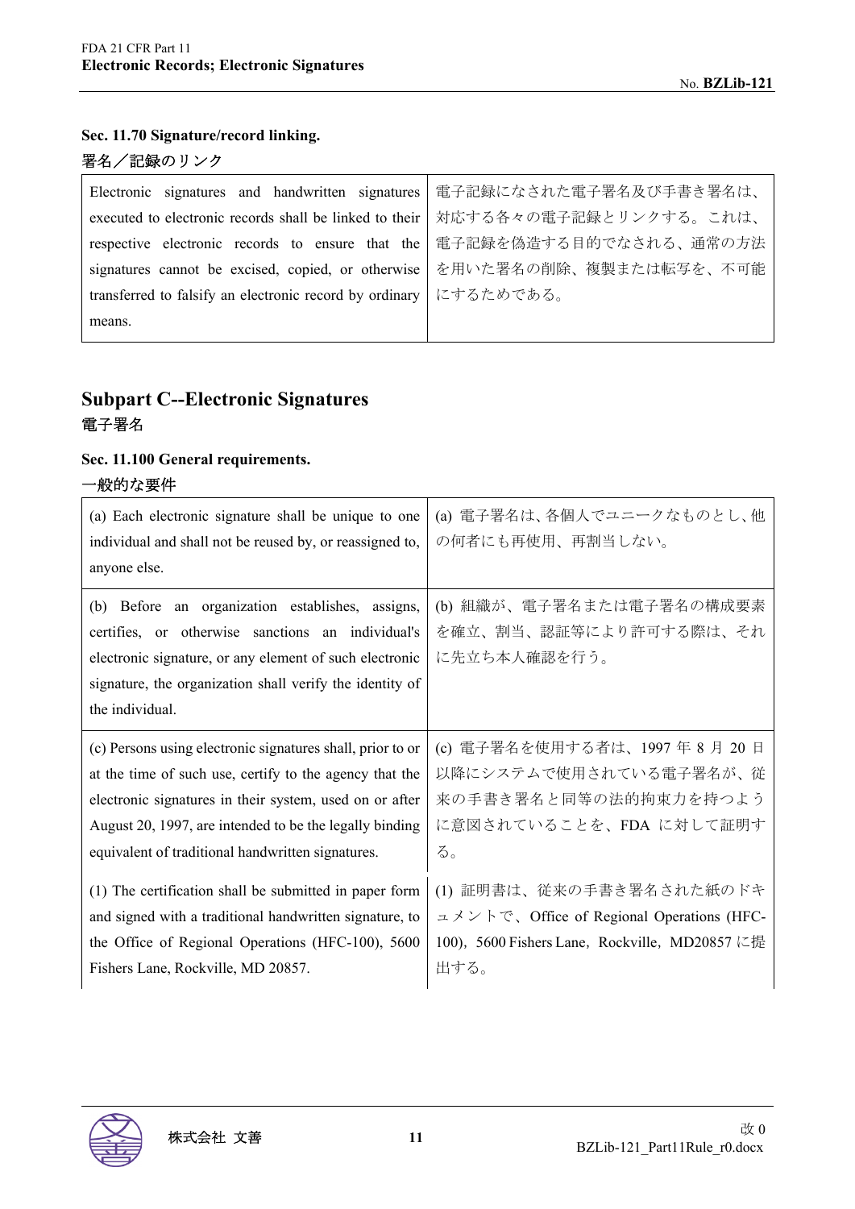**Sec. 11.70 Signature/record linking.**

署名／記録のリンク

| | |
|---|---|
| Electronic signatures and handwritten signatures executed to electronic records shall be linked to their respective electronic records to ensure that the signatures cannot be excised, copied, or otherwise transferred to falsify an electronic record by ordinary means. | 電子記録になされた電子署名及び手書き署名は、対応する各々の電子記録とリンクする。これは、電子記録を偽造する目的でなされる、通常の方法を用いた署名の削除、複製または転写を、不可能にするためである。 |

## Subpart C--Electronic Signatures

電子署名

**Sec. 11.100 General requirements.**

一般的な要件

| | |
|---|---|
| (a) Each electronic signature shall be unique to one individual and shall not be reused by, or reassigned to, anyone else. | (a) 電子署名は、各個人でユニークなものとし、他の何者にも再使用、再割当しない。 |
| (b) Before an organization establishes, assigns, certifies, or otherwise sanctions an individual's electronic signature, or any element of such electronic signature, the organization shall verify the identity of the individual. | (b) 組織が、電子署名または電子署名の構成要素を確立、割当、認証等により許可する際は、それに先立ち本人確認を行う。 |
| (c) Persons using electronic signatures shall, prior to or at the time of such use, certify to the agency that the electronic signatures in their system, used on or after August 20, 1997, are intended to be the legally binding equivalent of traditional handwritten signatures. | (c) 電子署名を使用する者は、1997 年 8 月 20 日以降にシステムで使用されている電子署名が、従来の手書き署名と同等の法的拘束力を持つように意図されていることを、FDA に対して証明する。 |
| (1) The certification shall be submitted in paper form and signed with a traditional handwritten signature, to the Office of Regional Operations (HFC-100), 5600 Fishers Lane, Rockville, MD 20857. | (1) 証明書は、従来の手書き署名された紙のドキュメントで、Office of Regional Operations (HFC-100)，5600 Fishers Lane，Rockville，MD20857 に提出する。 |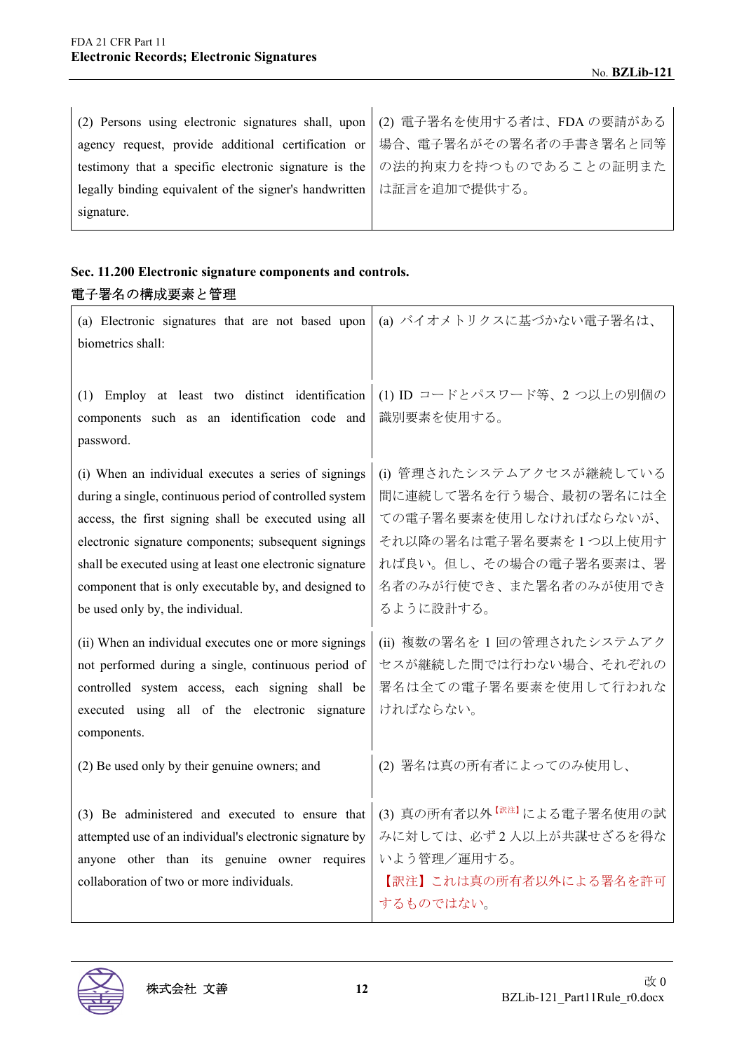| | |
|---|---|
| (2) Persons using electronic signatures shall, upon agency request, provide additional certification or testimony that a specific electronic signature is the legally binding equivalent of the signer's handwritten signature. | (2) 電子署名を使用する者は、FDA の要請がある場合、電子署名がその署名者の手書き署名と同等の法的拘束力を持つものであることの証明または証言を追加で提供する。 |

**Sec. 11.200 Electronic signature components and controls.**

**電子署名の構成要素と管理**

| | |
|---|---|
| (a) Electronic signatures that are not based upon biometrics shall: | (a) バイオメトリクスに基づかない電子署名は、 |
| (1) Employ at least two distinct identification components such as an identification code and password. | (1) ID コードとパスワード等、2 つ以上の別個の識別要素を使用する。 |
| (i) When an individual executes a series of signings during a single, continuous period of controlled system access, the first signing shall be executed using all electronic signature components; subsequent signings shall be executed using at least one electronic signature component that is only executable by, and designed to be used only by, the individual. | (i) 管理されたシステムアクセスが継続している間に連続して署名を行う場合、最初の署名には全ての電子署名要素を使用しなければならないが、それ以降の署名は電子署名要素を 1 つ以上使用すれば良い。但し、その場合の電子署名要素は、署名者のみが行使でき、また署名者のみが使用できるように設計する。 |
| (ii) When an individual executes one or more signings not performed during a single, continuous period of controlled system access, each signing shall be executed using all of the electronic signature components. | (ii) 複数の署名を 1 回の管理されたシステムアクセスが継続した間では行わない場合、それぞれの署名は全ての電子署名要素を使用して行われなければならない。 |
| (2) Be used only by their genuine owners; and | (2) 署名は真の所有者によってのみ使用し、 |
| (3) Be administered and executed to ensure that attempted use of an individual's electronic signature by anyone other than its genuine owner requires collaboration of two or more individuals. | (3) 真の所有者以外[訳注]による電子署名使用の試みに対しては、必ず 2 人以上が共謀せざるを得ないよう管理／運用する。<br>【訳注】これは真の所有者以外による署名を許可するものではない。 |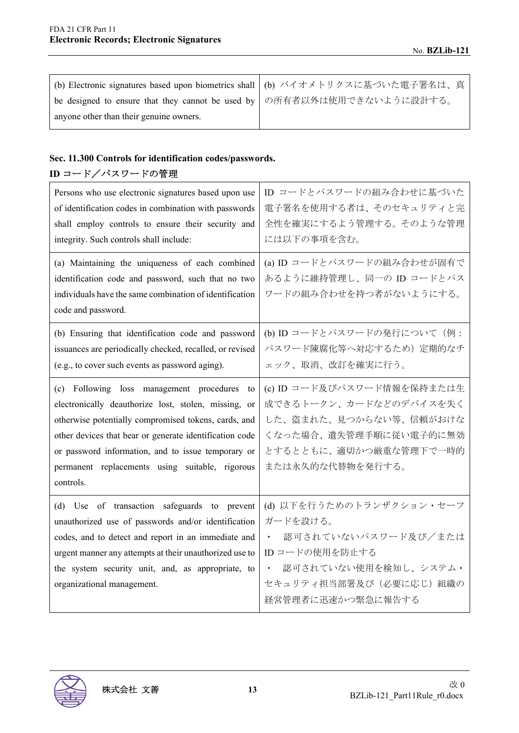| | |
|---|---|
| (b) Electronic signatures based upon biometrics shall be designed to ensure that they cannot be used by anyone other than their genuine owners. | (b) バイオメトリクスに基づいた電子署名は、真の所有者以外は使用できないように設計する。 |

**Sec. 11.300 Controls for identification codes/passwords.**

**ID コード／パスワードの管理**

| | |
|---|---|
| Persons who use electronic signatures based upon use of identification codes in combination with passwords shall employ controls to ensure their security and integrity. Such controls shall include: | ID コードとパスワードの組み合わせに基づいた電子署名を使用する者は、そのセキュリティと完全性を確実にするよう管理する。そのような管理には以下の事項を含む。 |
| (a) Maintaining the uniqueness of each combined identification code and password, such that no two individuals have the same combination of identification code and password. | (a) ID コードとパスワードの組み合わせが固有であるように維持管理し、同一の ID コードとパスワードの組み合わせを持つ者がないようにする。 |
| (b) Ensuring that identification code and password issuances are periodically checked, recalled, or revised (e.g., to cover such events as password aging). | (b) ID コードとパスワードの発行について（例：パスワード陳腐化等へ対応するため）定期的なチェック、取消、改訂を確実に行う。 |
| (c) Following loss management procedures to electronically deauthorize lost, stolen, missing, or otherwise potentially compromised tokens, cards, and other devices that bear or generate identification code or password information, and to issue temporary or permanent replacements using suitable, rigorous controls. | (c) ID コード及びパスワード情報を保持または生成できるトークン、カードなどのデバイスを失くした、盗まれた、見つからない等、信頼がおけなくなった場合、遺失管理手順に従い電子的に無効とするとともに、適切かつ厳重な管理下で一時的または永久的な代替物を発行する。 |
| (d) Use of transaction safeguards to prevent unauthorized use of passwords and/or identification codes, and to detect and report in an immediate and urgent manner any attempts at their unauthorized use to the system security unit, and, as appropriate, to organizational management. | (d) 以下を行うためのトランザクション・セーフガードを設ける。<br>・　認可されていないパスワード及び／または ID コードの使用を防止する<br>・　認可されていない使用を検知し、システム・セキュリティ担当部署及び（必要に応じ）組織の経営管理者に迅速かつ緊急に報告する |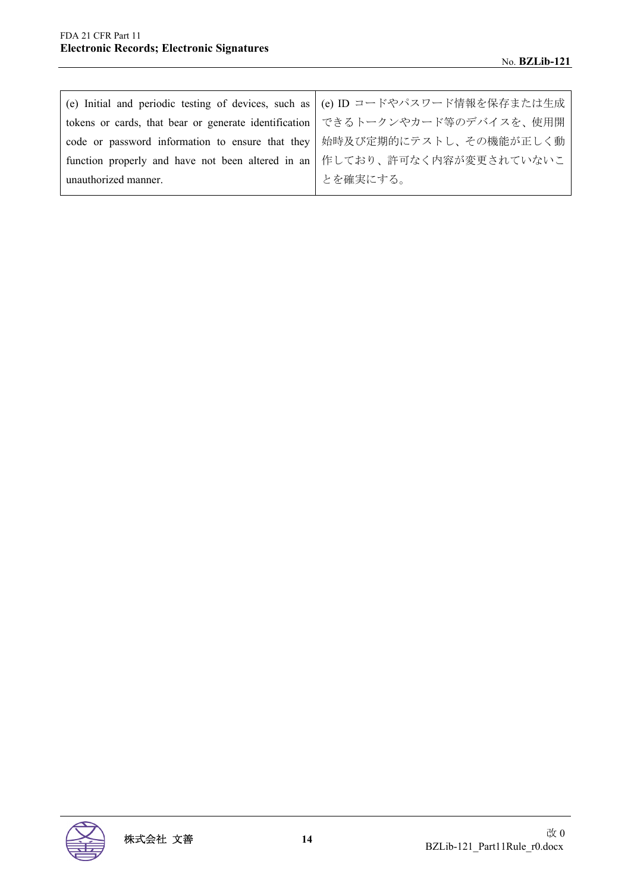| | |
|---|---|
| (e) Initial and periodic testing of devices, such as tokens or cards, that bear or generate identification code or password information to ensure that they function properly and have not been altered in an unauthorized manner. | (e) ID コードやパスワード情報を保存または生成できるトークンやカード等のデバイスを、使用開始時及び定期的にテストし、その機能が正しく動作しており、許可なく内容が変更されていないことを確実にする。 |